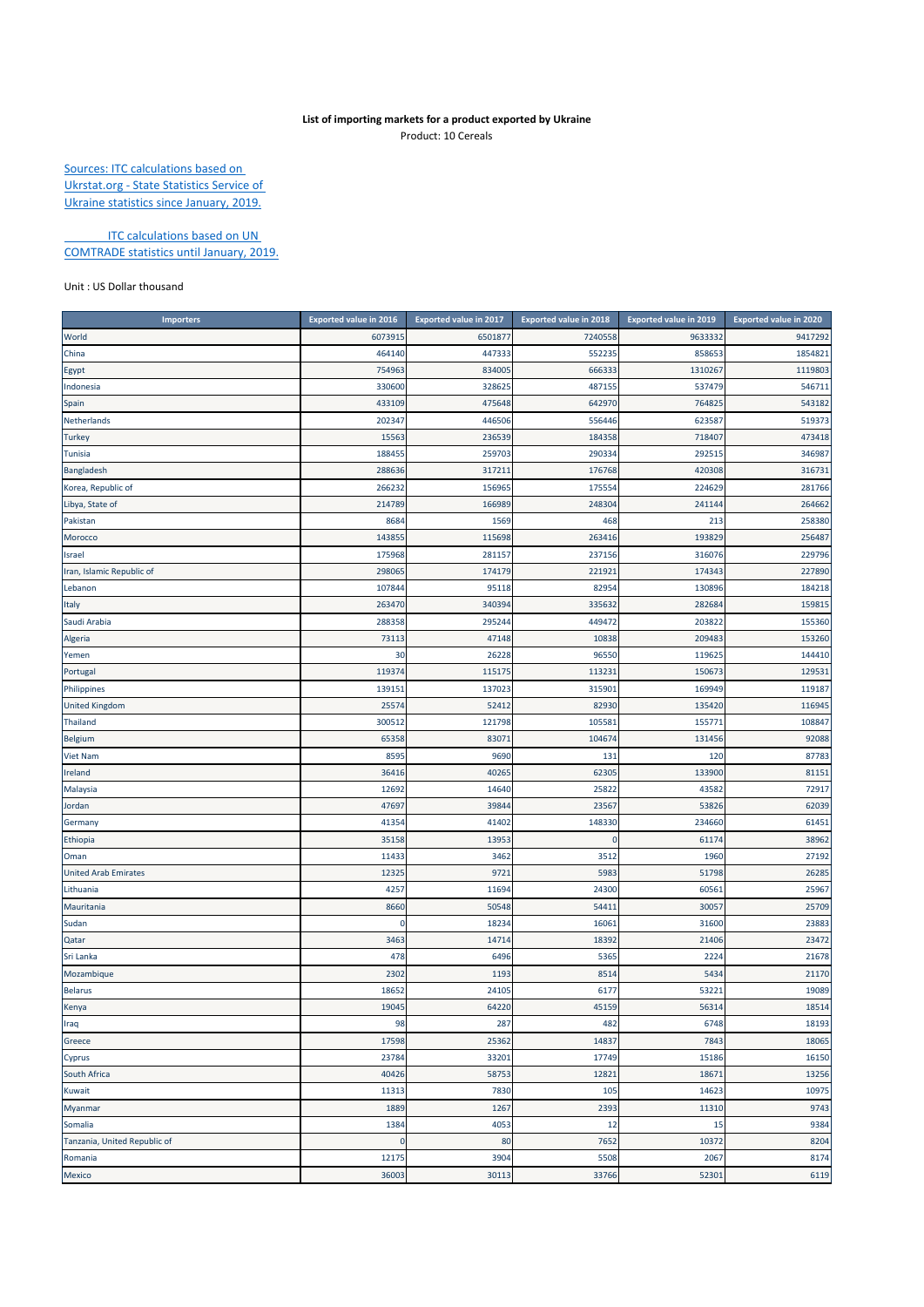**List of importing markets for a product exported by Ukraine**

Product: 10 Cereals

Sources: ITC calculations based on Ukrstat.org - State Statistics Service of Ukraine statistics since January, 2019.

ITC calculations based on UN COMTRADE statistics until January, 2019.

Unit : US Dollar thousand

| Importers | Exported value in 2016 | Exported value in 2017 | Exported value in 2018 | Exported value in 2019 | Exported value in 2020 |
|---|---|---|---|---|---|
| World | 6073915 | 6501877 | 7240558 | 9633332 | 9417292 |
| China | 464140 | 447333 | 552235 | 858653 | 1854821 |
| Egypt | 754963 | 834005 | 666333 | 1310267 | 1119803 |
| Indonesia | 330600 | 328625 | 487155 | 537479 | 546711 |
| Spain | 433109 | 475648 | 642970 | 764825 | 543182 |
| Netherlands | 202347 | 446506 | 556446 | 623587 | 519373 |
| Turkey | 15563 | 236539 | 184358 | 718407 | 473418 |
| Tunisia | 188455 | 259703 | 290334 | 292515 | 346987 |
| Bangladesh | 288636 | 317211 | 176768 | 420308 | 316731 |
| Korea, Republic of | 266232 | 156965 | 175554 | 224629 | 281766 |
| Libya, State of | 214789 | 166989 | 248304 | 241144 | 264662 |
| Pakistan | 8684 | 1569 | 468 | 213 | 258380 |
| Morocco | 143855 | 115698 | 263416 | 193829 | 256487 |
| Israel | 175968 | 281157 | 237156 | 316076 | 229796 |
| Iran, Islamic Republic of | 298065 | 174179 | 221921 | 174343 | 227890 |
| Lebanon | 107844 | 95118 | 82954 | 130896 | 184218 |
| Italy | 263470 | 340394 | 335632 | 282684 | 159815 |
| Saudi Arabia | 288358 | 295244 | 449472 | 203822 | 155360 |
| Algeria | 73113 | 47148 | 10838 | 209483 | 153260 |
| Yemen | 30 | 26228 | 96550 | 119625 | 144410 |
| Portugal | 119374 | 115175 | 113231 | 150673 | 129531 |
| Philippines | 139151 | 137023 | 315901 | 169949 | 119187 |
| United Kingdom | 25574 | 52412 | 82930 | 135420 | 116945 |
| Thailand | 300512 | 121798 | 105581 | 155771 | 108847 |
| Belgium | 65358 | 83071 | 104674 | 131456 | 92088 |
| Viet Nam | 8595 | 9690 | 131 | 120 | 87783 |
| Ireland | 36416 | 40265 | 62305 | 133900 | 81151 |
| Malaysia | 12692 | 14640 | 25822 | 43582 | 72917 |
| Jordan | 47697 | 39844 | 23567 | 53826 | 62039 |
| Germany | 41354 | 41402 | 148330 | 234660 | 61451 |
| Ethiopia | 35158 | 13953 | 0 | 61174 | 38962 |
| Oman | 11433 | 3462 | 3512 | 1960 | 27192 |
| United Arab Emirates | 12325 | 9721 | 5983 | 51798 | 26285 |
| Lithuania | 4257 | 11694 | 24300 | 60561 | 25967 |
| Mauritania | 8660 | 50548 | 54411 | 30057 | 25709 |
| Sudan | 0 | 18234 | 16061 | 31600 | 23883 |
| Qatar | 3463 | 14714 | 18392 | 21406 | 23472 |
| Sri Lanka | 478 | 6496 | 5365 | 2224 | 21678 |
| Mozambique | 2302 | 1193 | 8514 | 5434 | 21170 |
| Belarus | 18652 | 24105 | 6177 | 53221 | 19089 |
| Kenya | 19045 | 64220 | 45159 | 56314 | 18514 |
| Iraq | 98 | 287 | 482 | 6748 | 18193 |
| Greece | 17598 | 25362 | 14837 | 7843 | 18065 |
| Cyprus | 23784 | 33201 | 17749 | 15186 | 16150 |
| South Africa | 40426 | 58753 | 12821 | 18671 | 13256 |
| Kuwait | 11313 | 7830 | 105 | 14623 | 10975 |
| Myanmar | 1889 | 1267 | 2393 | 11310 | 9743 |
| Somalia | 1384 | 4053 | 12 | 15 | 9384 |
| Tanzania, United Republic of | 0 | 80 | 7652 | 10372 | 8204 |
| Romania | 12175 | 3904 | 5508 | 2067 | 8174 |
| Mexico | 36003 | 30113 | 33766 | 52301 | 6119 |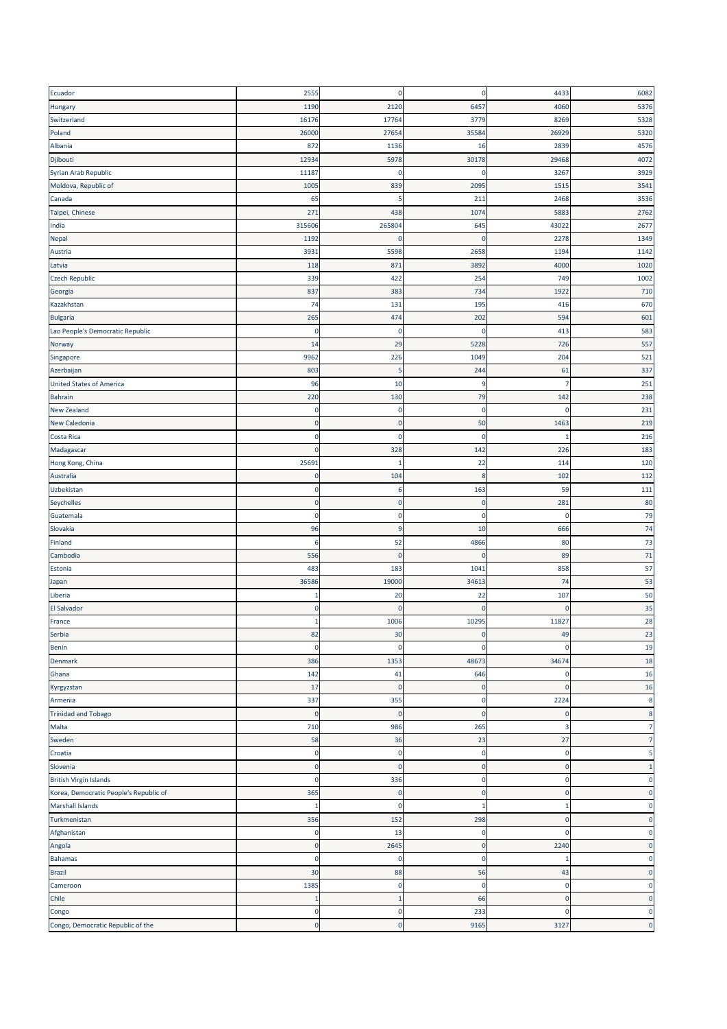| | | | | | |
|---|---|---|---|---|---|
| Ecuador | 2555 | 0 | 0 | 4433 | 6082 |
| Hungary | 1190 | 2120 | 6457 | 4060 | 5376 |
| Switzerland | 16176 | 17764 | 3779 | 8269 | 5328 |
| Poland | 26000 | 27654 | 35584 | 26929 | 5320 |
| Albania | 872 | 1136 | 16 | 2839 | 4576 |
| Djibouti | 12934 | 5978 | 30178 | 29468 | 4072 |
| Syrian Arab Republic | 11187 | 0 | 0 | 3267 | 3929 |
| Moldova, Republic of | 1005 | 839 | 2095 | 1515 | 3541 |
| Canada | 65 | 5 | 211 | 2468 | 3536 |
| Taipei, Chinese | 271 | 438 | 1074 | 5883 | 2762 |
| India | 315606 | 265804 | 645 | 43022 | 2677 |
| Nepal | 1192 | 0 | 0 | 2278 | 1349 |
| Austria | 3931 | 5598 | 2658 | 1194 | 1142 |
| Latvia | 118 | 871 | 3892 | 4000 | 1020 |
| Czech Republic | 339 | 422 | 254 | 749 | 1002 |
| Georgia | 837 | 383 | 734 | 1922 | 710 |
| Kazakhstan | 74 | 131 | 195 | 416 | 670 |
| Bulgaria | 265 | 474 | 202 | 594 | 601 |
| Lao People's Democratic Republic | 0 | 0 | 0 | 413 | 583 |
| Norway | 14 | 29 | 5228 | 726 | 557 |
| Singapore | 9962 | 226 | 1049 | 204 | 521 |
| Azerbaijan | 803 | 5 | 244 | 61 | 337 |
| United States of America | 96 | 10 | 9 | 7 | 251 |
| Bahrain | 220 | 130 | 79 | 142 | 238 |
| New Zealand | 0 | 0 | 0 | 0 | 231 |
| New Caledonia | 0 | 0 | 50 | 1463 | 219 |
| Costa Rica | 0 | 0 | 0 | 1 | 216 |
| Madagascar | 0 | 328 | 142 | 226 | 183 |
| Hong Kong, China | 25691 | 1 | 22 | 114 | 120 |
| Australia | 0 | 104 | 8 | 102 | 112 |
| Uzbekistan | 0 | 6 | 163 | 59 | 111 |
| Seychelles | 0 | 0 | 0 | 281 | 80 |
| Guatemala | 0 | 0 | 0 | 0 | 79 |
| Slovakia | 96 | 9 | 10 | 666 | 74 |
| Finland | 6 | 52 | 4866 | 80 | 73 |
| Cambodia | 556 | 0 | 0 | 89 | 71 |
| Estonia | 483 | 183 | 1041 | 858 | 57 |
| Japan | 36586 | 19000 | 34613 | 74 | 53 |
| Liberia | 1 | 20 | 22 | 107 | 50 |
| El Salvador | 0 | 0 | 0 | 0 | 35 |
| France | 1 | 1006 | 10295 | 11827 | 28 |
| Serbia | 82 | 30 | 0 | 49 | 23 |
| Benin | 0 | 0 | 0 | 0 | 19 |
| Denmark | 386 | 1353 | 48673 | 34674 | 18 |
| Ghana | 142 | 41 | 646 | 0 | 16 |
| Kyrgyzstan | 17 | 0 | 0 | 0 | 16 |
| Armenia | 337 | 355 | 0 | 2224 | 8 |
| Trinidad and Tobago | 0 | 0 | 0 | 0 | 8 |
| Malta | 710 | 986 | 265 | 3 | 7 |
| Sweden | 58 | 36 | 23 | 27 | 7 |
| Croatia | 0 | 0 | 0 | 0 | 5 |
| Slovenia | 0 | 0 | 0 | 0 | 1 |
| British Virgin Islands | 0 | 336 | 0 | 0 | 0 |
| Korea, Democratic People's Republic of | 365 | 0 | 0 | 0 | 0 |
| Marshall Islands | 1 | 0 | 1 | 1 | 0 |
| Turkmenistan | 356 | 152 | 298 | 0 | 0 |
| Afghanistan | 0 | 13 | 0 | 0 | 0 |
| Angola | 0 | 2645 | 0 | 2240 | 0 |
| Bahamas | 0 | 0 | 0 | 1 | 0 |
| Brazil | 30 | 88 | 56 | 43 | 0 |
| Cameroon | 1385 | 0 | 0 | 0 | 0 |
| Chile | 1 | 1 | 66 | 0 | 0 |
| Congo | 0 | 0 | 233 | 0 | 0 |
| Congo, Democratic Republic of the | 0 | 0 | 9165 | 3127 | 0 |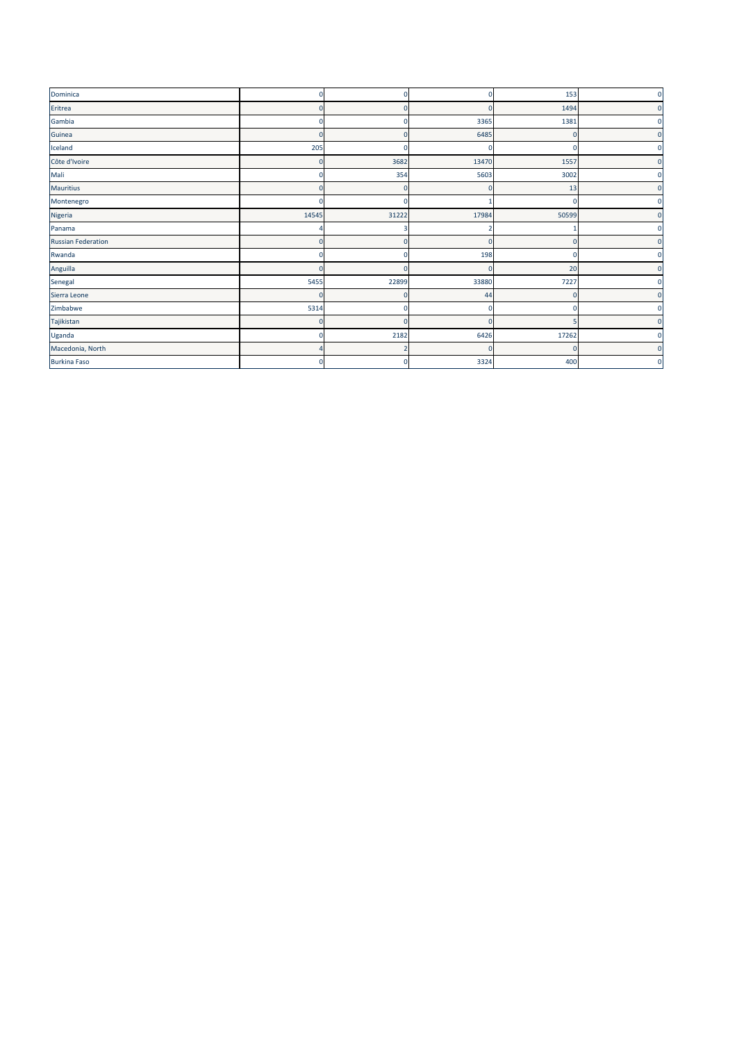| | | | | | |
|---|---|---|---|---|---|
| Dominica | 0 | 0 | 0 | 153 | 0 |
| Eritrea | 0 | 0 | 0 | 1494 | 0 |
| Gambia | 0 | 0 | 3365 | 1381 | 0 |
| Guinea | 0 | 0 | 6485 | 0 | 0 |
| Iceland | 205 | 0 | 0 | 0 | 0 |
| Côte d'Ivoire | 0 | 3682 | 13470 | 1557 | 0 |
| Mali | 0 | 354 | 5603 | 3002 | 0 |
| Mauritius | 0 | 0 | 0 | 13 | 0 |
| Montenegro | 0 | 0 | 1 | 0 | 0 |
| Nigeria | 14545 | 31222 | 17984 | 50599 | 0 |
| Panama | 4 | 3 | 2 | 1 | 0 |
| Russian Federation | 0 | 0 | 0 | 0 | 0 |
| Rwanda | 0 | 0 | 198 | 0 | 0 |
| Anguilla | 0 | 0 | 0 | 20 | 0 |
| Senegal | 5455 | 22899 | 33880 | 7227 | 0 |
| Sierra Leone | 0 | 0 | 44 | 0 | 0 |
| Zimbabwe | 5314 | 0 | 0 | 0 | 0 |
| Tajikistan | 0 | 0 | 0 | 5 | 0 |
| Uganda | 0 | 2182 | 6426 | 17262 | 0 |
| Macedonia, North | 4 | 2 | 0 | 0 | 0 |
| Burkina Faso | 0 | 0 | 3324 | 400 | 0 |